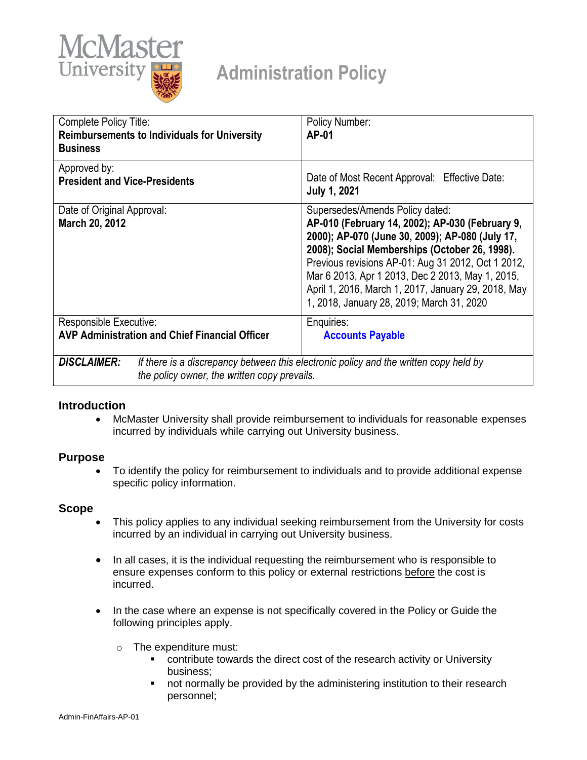McMaster University

# Administration Policy

| Complete Policy Title:<br>**Reimbursements to Individuals for University Business** | Policy Number:<br>**AP-01** |
|---|---|
| Approved by:<br>**President and Vice-Presidents** | Date of Most Recent Approval: Effective Date:<br>**July 1, 2021** |
| Date of Original Approval:<br>**March 20, 2012** | Supersedes/Amends Policy dated:<br>**AP-010 (February 14, 2002); AP-030 (February 9, 2000); AP-070 (June 30, 2009); AP-080 (July 17, 2008); Social Memberships (October 26, 1998).**<br>Previous revisions AP-01: Aug 31 2012, Oct 1 2012, Mar 6 2013, Apr 1 2013, Dec 2 2013, May 1, 2015, April 1, 2016, March 1, 2017, January 29, 2018, May 1, 2018, January 28, 2019; March 31, 2020 |
| Responsible Executive:<br>**AVP Administration and Chief Financial Officer** | Enquiries:<br>**Accounts Payable** |
| ***DISCLAIMER:*** *If there is a discrepancy between this electronic policy and the written copy held by the policy owner, the written copy prevails.* | |

## Introduction

- McMaster University shall provide reimbursement to individuals for reasonable expenses incurred by individuals while carrying out University business.

## Purpose

- To identify the policy for reimbursement to individuals and to provide additional expense specific policy information.

## Scope

- This policy applies to any individual seeking reimbursement from the University for costs incurred by an individual in carrying out University business.

- In all cases, it is the individual requesting the reimbursement who is responsible to ensure expenses conform to this policy or external restrictions before the cost is incurred.

- In the case where an expense is not specifically covered in the Policy or Guide the following principles apply.

  - The expenditure must:
    - contribute towards the direct cost of the research activity or University business;
    - not normally be provided by the administering institution to their research personnel;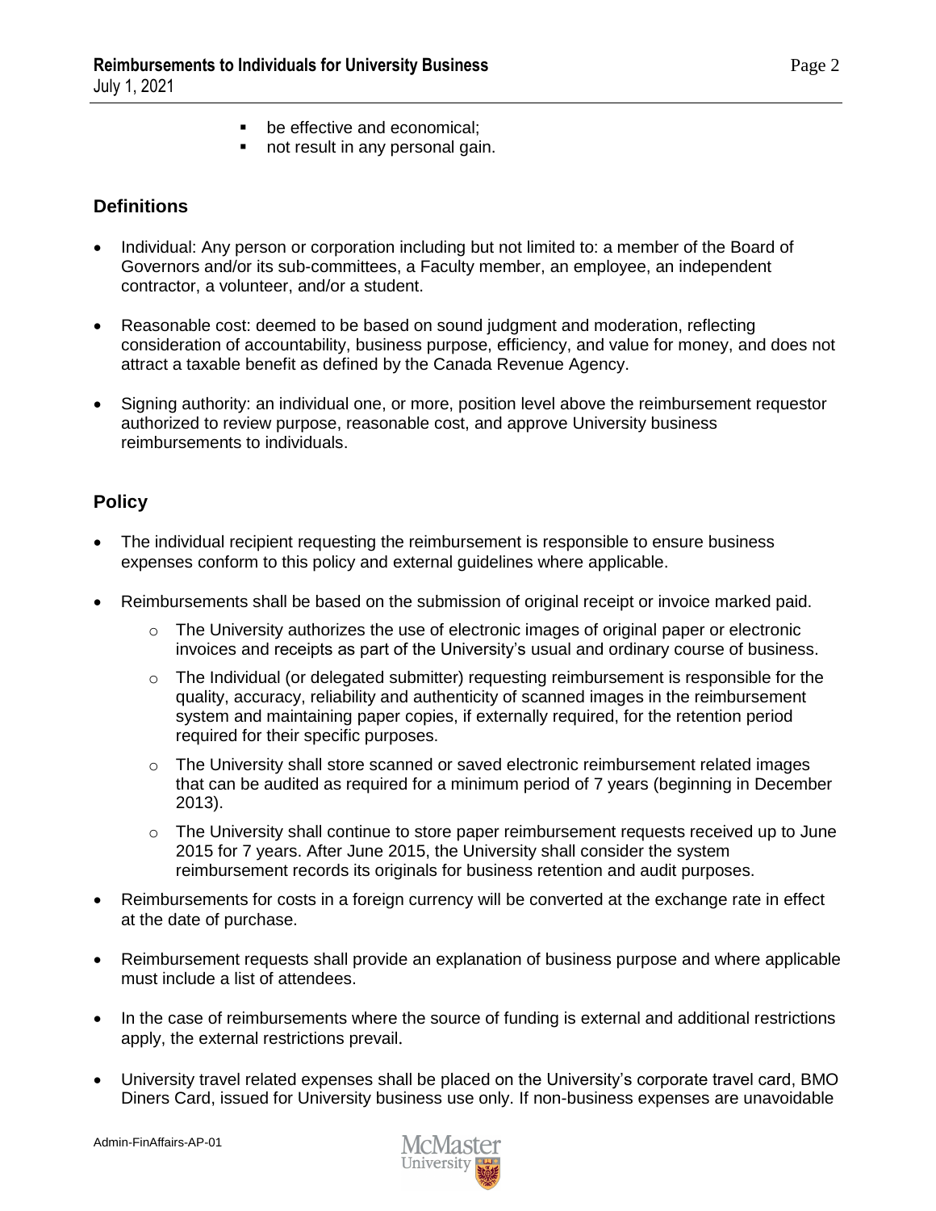- be effective and economical;
- not result in any personal gain.

## Definitions

- Individual: Any person or corporation including but not limited to: a member of the Board of Governors and/or its sub-committees, a Faculty member, an employee, an independent contractor, a volunteer, and/or a student.
- Reasonable cost: deemed to be based on sound judgment and moderation, reflecting consideration of accountability, business purpose, efficiency, and value for money, and does not attract a taxable benefit as defined by the Canada Revenue Agency.
- Signing authority: an individual one, or more, position level above the reimbursement requestor authorized to review purpose, reasonable cost, and approve University business reimbursements to individuals.

## Policy

- The individual recipient requesting the reimbursement is responsible to ensure business expenses conform to this policy and external guidelines where applicable.
- Reimbursements shall be based on the submission of original receipt or invoice marked paid.
  - The University authorizes the use of electronic images of original paper or electronic invoices and receipts as part of the University's usual and ordinary course of business.
  - The Individual (or delegated submitter) requesting reimbursement is responsible for the quality, accuracy, reliability and authenticity of scanned images in the reimbursement system and maintaining paper copies, if externally required, for the retention period required for their specific purposes.
  - The University shall store scanned or saved electronic reimbursement related images that can be audited as required for a minimum period of 7 years (beginning in December 2013).
  - The University shall continue to store paper reimbursement requests received up to June 2015 for 7 years. After June 2015, the University shall consider the system reimbursement records its originals for business retention and audit purposes.
- Reimbursements for costs in a foreign currency will be converted at the exchange rate in effect at the date of purchase.
- Reimbursement requests shall provide an explanation of business purpose and where applicable must include a list of attendees.
- In the case of reimbursements where the source of funding is external and additional restrictions apply, the external restrictions prevail.
- University travel related expenses shall be placed on the University's corporate travel card, BMO Diners Card, issued for University business use only. If non-business expenses are unavoidable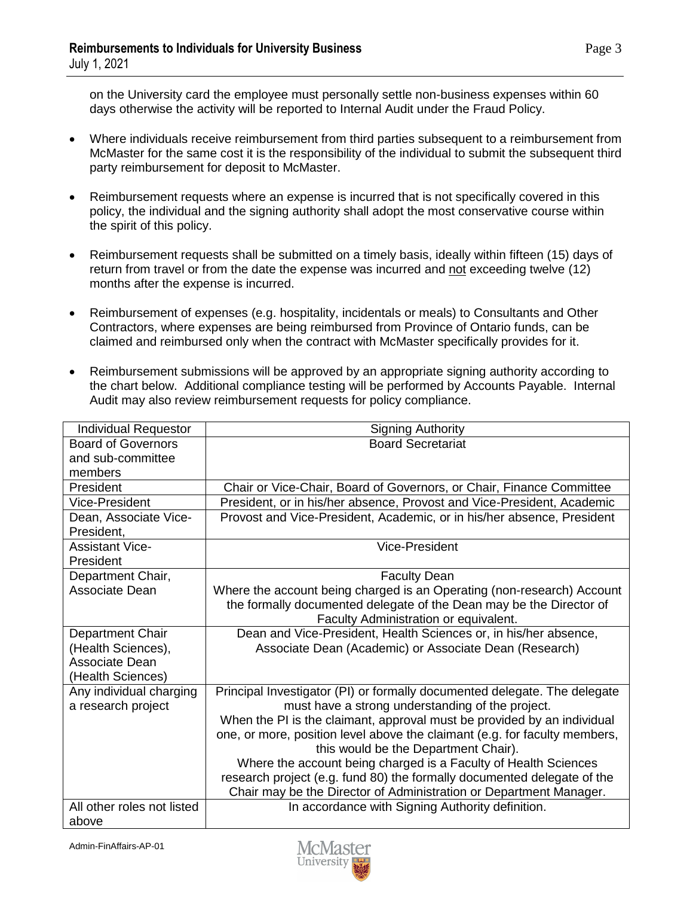on the University card the employee must personally settle non-business expenses within 60 days otherwise the activity will be reported to Internal Audit under the Fraud Policy.

- Where individuals receive reimbursement from third parties subsequent to a reimbursement from McMaster for the same cost it is the responsibility of the individual to submit the subsequent third party reimbursement for deposit to McMaster.

- Reimbursement requests where an expense is incurred that is not specifically covered in this policy, the individual and the signing authority shall adopt the most conservative course within the spirit of this policy.

- Reimbursement requests shall be submitted on a timely basis, ideally within fifteen (15) days of return from travel or from the date the expense was incurred and <u>not</u> exceeding twelve (12) months after the expense is incurred.

- Reimbursement of expenses (e.g. hospitality, incidentals or meals) to Consultants and Other Contractors, where expenses are being reimbursed from Province of Ontario funds, can be claimed and reimbursed only when the contract with McMaster specifically provides for it.

- Reimbursement submissions will be approved by an appropriate signing authority according to the chart below. Additional compliance testing will be performed by Accounts Payable. Internal Audit may also review reimbursement requests for policy compliance.

| Individual Requestor | Signing Authority |
|---|---|
| Board of Governors and sub-committee members | Board Secretariat |
| President | Chair or Vice-Chair, Board of Governors, or Chair, Finance Committee |
| Vice-President | President, or in his/her absence, Provost and Vice-President, Academic |
| Dean, Associate Vice-President, | Provost and Vice-President, Academic, or in his/her absence, President |
| Assistant Vice-President | Vice-President |
| Department Chair, Associate Dean | Faculty Dean<br>Where the account being charged is an Operating (non-research) Account the formally documented delegate of the Dean may be the Director of Faculty Administration or equivalent. |
| Department Chair (Health Sciences), Associate Dean (Health Sciences) | Dean and Vice-President, Health Sciences or, in his/her absence, Associate Dean (Academic) or Associate Dean (Research) |
| Any individual charging a research project | Principal Investigator (PI) or formally documented delegate. The delegate must have a strong understanding of the project.<br>When the PI is the claimant, approval must be provided by an individual one, or more, position level above the claimant (e.g. for faculty members, this would be the Department Chair).<br>Where the account being charged is a Faculty of Health Sciences research project (e.g. fund 80) the formally documented delegate of the Chair may be the Director of Administration or Department Manager. |
| All other roles not listed above | In accordance with Signing Authority definition. |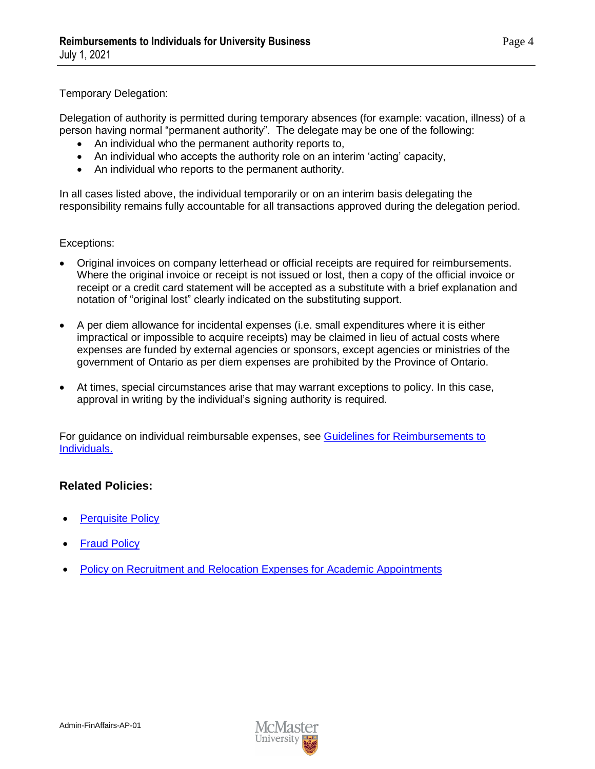Temporary Delegation:

Delegation of authority is permitted during temporary absences (for example: vacation, illness) of a person having normal "permanent authority". The delegate may be one of the following:

- An individual who the permanent authority reports to,
- An individual who accepts the authority role on an interim 'acting' capacity,
- An individual who reports to the permanent authority.

In all cases listed above, the individual temporarily or on an interim basis delegating the responsibility remains fully accountable for all transactions approved during the delegation period.

Exceptions:

- Original invoices on company letterhead or official receipts are required for reimbursements. Where the original invoice or receipt is not issued or lost, then a copy of the official invoice or receipt or a credit card statement will be accepted as a substitute with a brief explanation and notation of "original lost" clearly indicated on the substituting support.
- A per diem allowance for incidental expenses (i.e. small expenditures where it is either impractical or impossible to acquire receipts) may be claimed in lieu of actual costs where expenses are funded by external agencies or sponsors, except agencies or ministries of the government of Ontario as per diem expenses are prohibited by the Province of Ontario.
- At times, special circumstances arise that may warrant exceptions to policy. In this case, approval in writing by the individual's signing authority is required.

For guidance on individual reimbursable expenses, see Guidelines for Reimbursements to Individuals.

## Related Policies:

- Perquisite Policy
- Fraud Policy
- Policy on Recruitment and Relocation Expenses for Academic Appointments